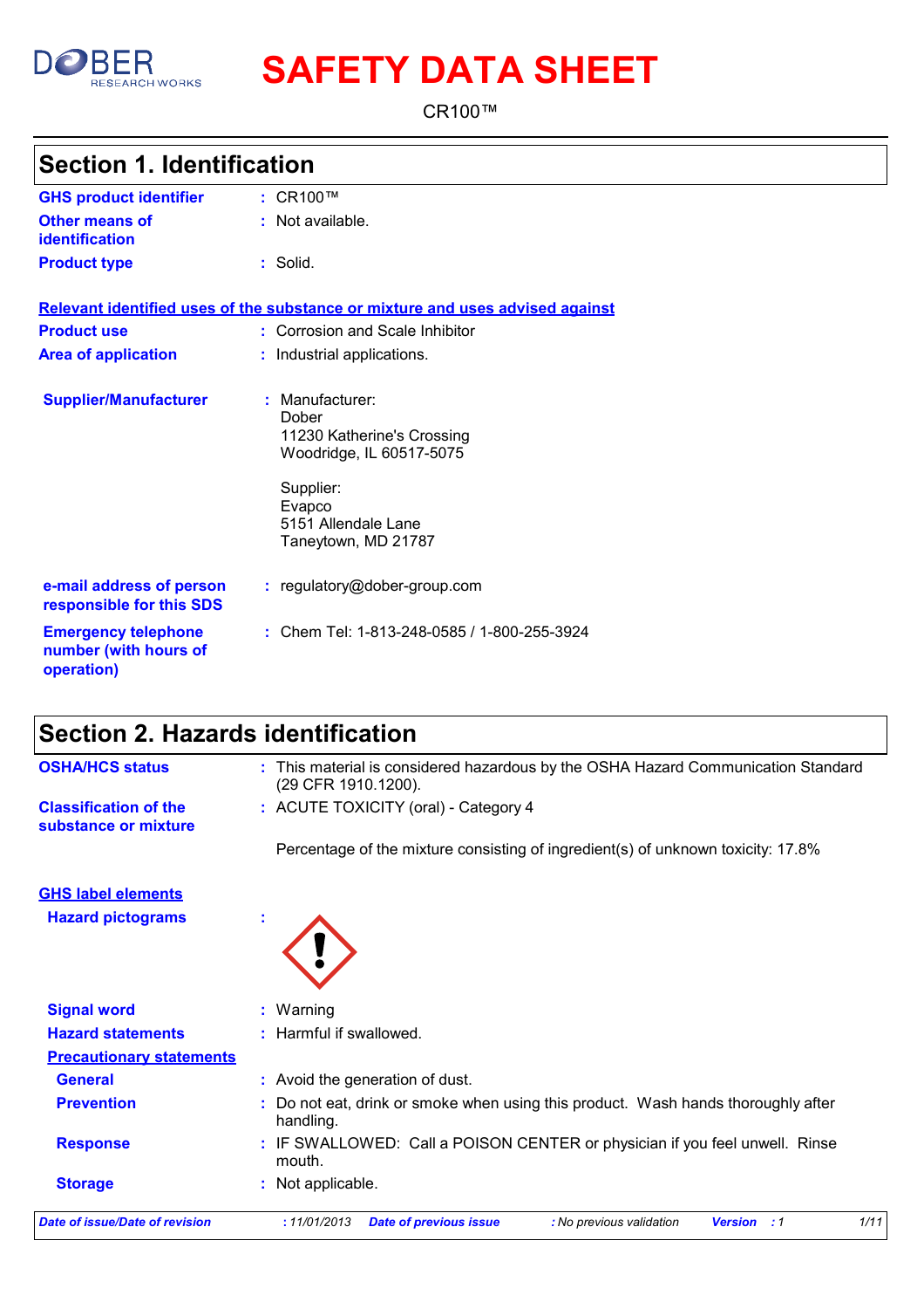# SAFETY DATA SHEET

CR100™

## Section 1. Identification

**GHS product identifier** : CR100™

**Other means of identification** : Not available.

**Product type** : Solid.

**Relevant identified uses of the substance or mixture and uses advised against**

**Product use** : Corrosion and Scale Inhibitor

**Area of application** : Industrial applications.

**Supplier/Manufacturer** : Manufacturer:
Dober
11230 Katherine's Crossing
Woodridge, IL 60517-5075

Supplier:
Evapco
5151 Allendale Lane
Taneytown, MD 21787

**e-mail address of person responsible for this SDS** : regulatory@dober-group.com

**Emergency telephone number (with hours of operation)** : Chem Tel: 1-813-248-0585 / 1-800-255-3924

## Section 2. Hazards identification

**OSHA/HCS status** : This material is considered hazardous by the OSHA Hazard Communication Standard (29 CFR 1910.1200).

**Classification of the substance or mixture** : ACUTE TOXICITY (oral) - Category 4

Percentage of the mixture consisting of ingredient(s) of unknown toxicity: 17.8%

**GHS label elements**

**Hazard pictograms** :

**Signal word** : Warning

**Hazard statements** : Harmful if swallowed.

**Precautionary statements**

**General** : Avoid the generation of dust.

**Prevention** : Do not eat, drink or smoke when using this product. Wash hands thoroughly after handling.

**Response** : IF SWALLOWED: Call a POISON CENTER or physician if you feel unwell. Rinse mouth.

**Storage** : Not applicable.

*Date of issue/Date of revision* : 11/01/2013 *Date of previous issue* : No previous validation *Version* : 1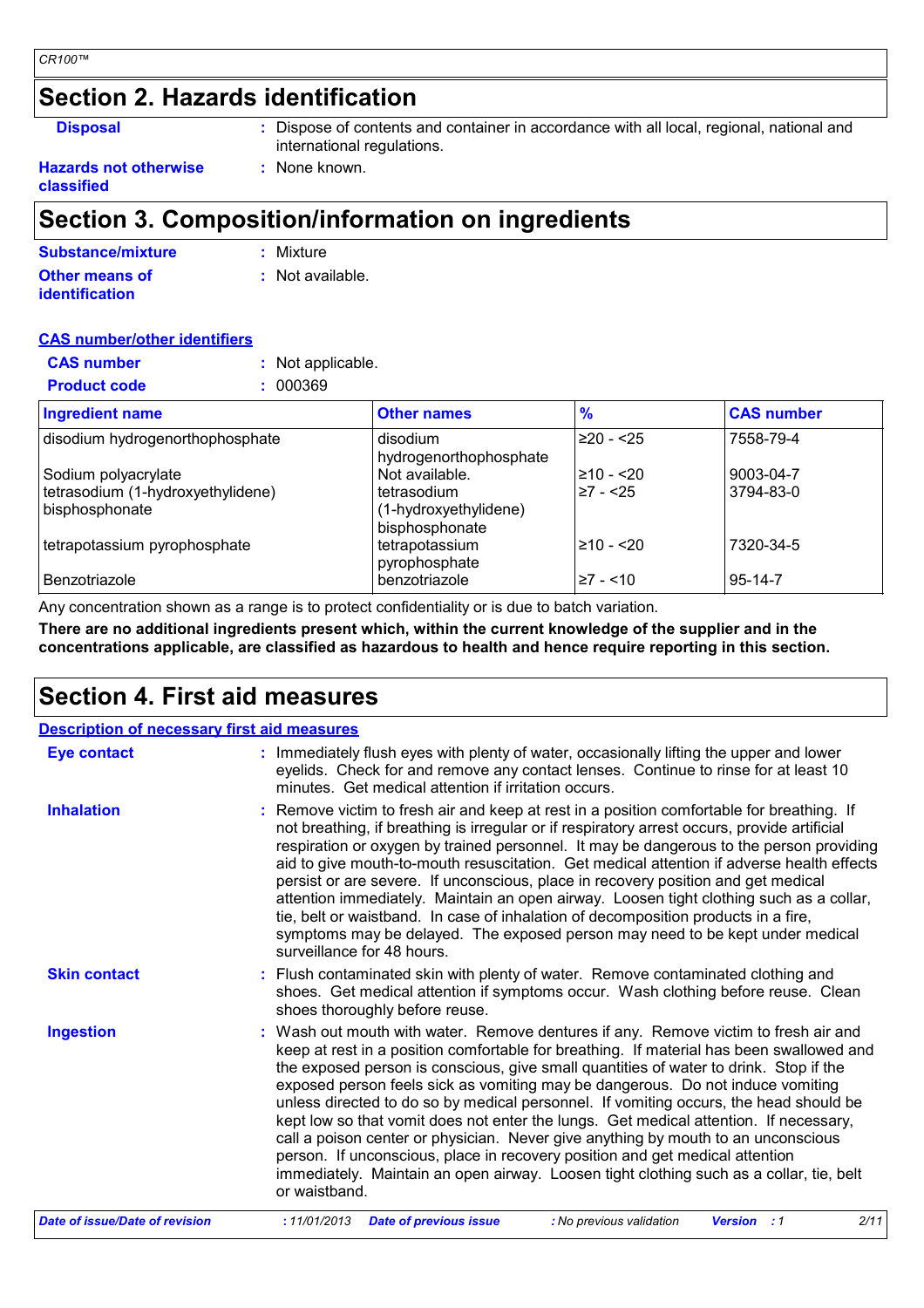## Section 2. Hazards identification

**Disposal** : Dispose of contents and container in accordance with all local, regional, national and international regulations.

**Hazards not otherwise classified** : None known.

## Section 3. Composition/information on ingredients

**Substance/mixture** : Mixture

**Other means of identification** : Not available.

**CAS number/other identifiers**

**CAS number** : Not applicable.

**Product code** : 000369

| Ingredient name | Other names | % | CAS number |
|---|---|---|---|
| disodium hydrogenorthophosphate | disodium hydrogenorthophosphate | ≥20 - <25 | 7558-79-4 |
| Sodium polyacrylate | Not available. | ≥10 - <20 | 9003-04-7 |
| tetrasodium (1-hydroxyethylidene) bisphosphonate | tetrasodium (1-hydroxyethylidene) bisphosphonate | ≥7 - <25 | 3794-83-0 |
| tetrapotassium pyrophosphate | tetrapotassium pyrophosphate | ≥10 - <20 | 7320-34-5 |
| Benzotriazole | benzotriazole | ≥7 - <10 | 95-14-7 |

Any concentration shown as a range is to protect confidentiality or is due to batch variation.

**There are no additional ingredients present which, within the current knowledge of the supplier and in the concentrations applicable, are classified as hazardous to health and hence require reporting in this section.**

## Section 4. First aid measures

**Description of necessary first aid measures**

**Eye contact** : Immediately flush eyes with plenty of water, occasionally lifting the upper and lower eyelids. Check for and remove any contact lenses. Continue to rinse for at least 10 minutes. Get medical attention if irritation occurs.

**Inhalation** : Remove victim to fresh air and keep at rest in a position comfortable for breathing. If not breathing, if breathing is irregular or if respiratory arrest occurs, provide artificial respiration or oxygen by trained personnel. It may be dangerous to the person providing aid to give mouth-to-mouth resuscitation. Get medical attention if adverse health effects persist or are severe. If unconscious, place in recovery position and get medical attention immediately. Maintain an open airway. Loosen tight clothing such as a collar, tie, belt or waistband. In case of inhalation of decomposition products in a fire, symptoms may be delayed. The exposed person may need to be kept under medical surveillance for 48 hours.

**Skin contact** : Flush contaminated skin with plenty of water. Remove contaminated clothing and shoes. Get medical attention if symptoms occur. Wash clothing before reuse. Clean shoes thoroughly before reuse.

**Ingestion** : Wash out mouth with water. Remove dentures if any. Remove victim to fresh air and keep at rest in a position comfortable for breathing. If material has been swallowed and the exposed person is conscious, give small quantities of water to drink. Stop if the exposed person feels sick as vomiting may be dangerous. Do not induce vomiting unless directed to do so by medical personnel. If vomiting occurs, the head should be kept low so that vomit does not enter the lungs. Get medical attention. If necessary, call a poison center or physician. Never give anything by mouth to an unconscious person. If unconscious, place in recovery position and get medical attention immediately. Maintain an open airway. Loosen tight clothing such as a collar, tie, belt or waistband.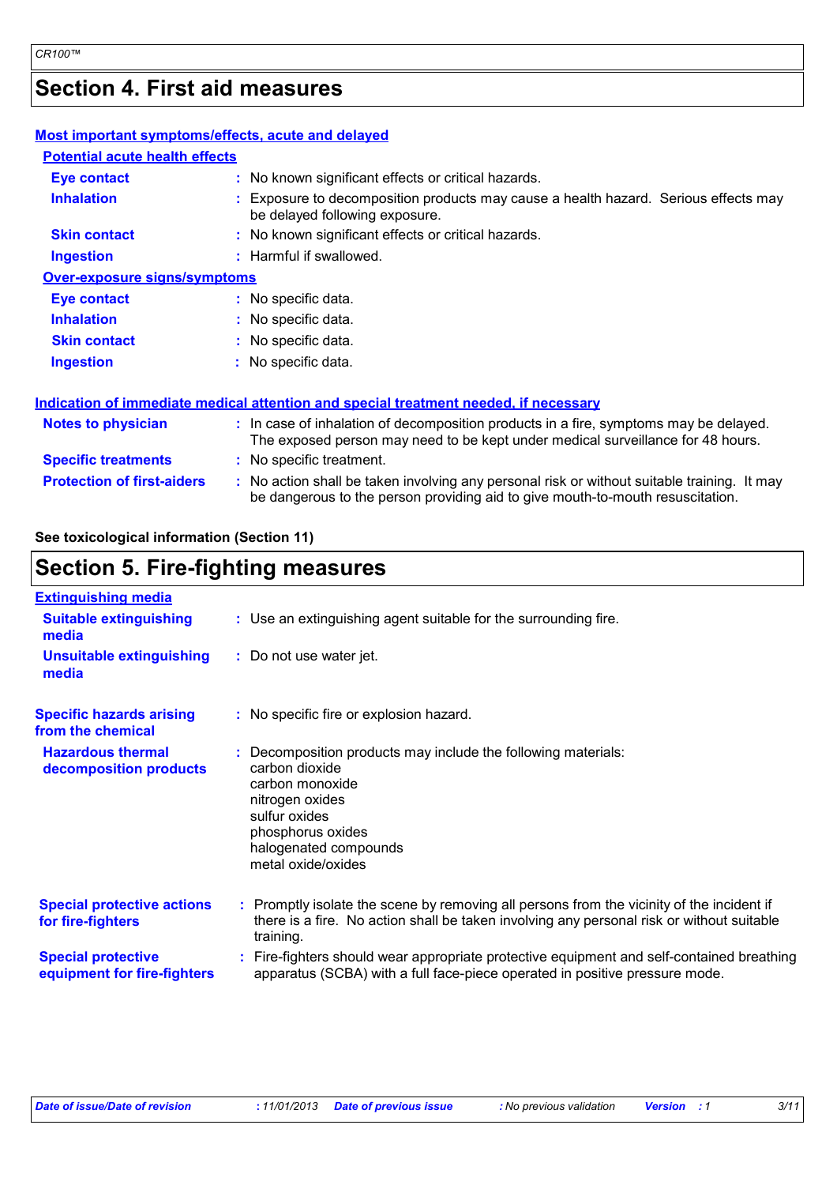## Section 4. First aid measures

### Most important symptoms/effects, acute and delayed

**Potential acute health effects**

| | |
|---|---|
| **Eye contact** | No known significant effects or critical hazards. |
| **Inhalation** | Exposure to decomposition products may cause a health hazard. Serious effects may be delayed following exposure. |
| **Skin contact** | No known significant effects or critical hazards. |
| **Ingestion** | Harmful if swallowed. |

**Over-exposure signs/symptoms**

| | |
|---|---|
| **Eye contact** | No specific data. |
| **Inhalation** | No specific data. |
| **Skin contact** | No specific data. |
| **Ingestion** | No specific data. |

### Indication of immediate medical attention and special treatment needed, if necessary

| | |
|---|---|
| **Notes to physician** | In case of inhalation of decomposition products in a fire, symptoms may be delayed. The exposed person may need to be kept under medical surveillance for 48 hours. |
| **Specific treatments** | No specific treatment. |
| **Protection of first-aiders** | No action shall be taken involving any personal risk or without suitable training. It may be dangerous to the person providing aid to give mouth-to-mouth resuscitation. |

**See toxicological information (Section 11)**

## Section 5. Fire-fighting measures

### Extinguishing media

| | |
|---|---|
| **Suitable extinguishing media** | Use an extinguishing agent suitable for the surrounding fire. |
| **Unsuitable extinguishing media** | Do not use water jet. |

| | |
|---|---|
| **Specific hazards arising from the chemical** | No specific fire or explosion hazard. |
| **Hazardous thermal decomposition products** | Decomposition products may include the following materials:<br>carbon dioxide<br>carbon monoxide<br>nitrogen oxides<br>sulfur oxides<br>phosphorus oxides<br>halogenated compounds<br>metal oxide/oxides |
| **Special protective actions for fire-fighters** | Promptly isolate the scene by removing all persons from the vicinity of the incident if there is a fire. No action shall be taken involving any personal risk or without suitable training. |
| **Special protective equipment for fire-fighters** | Fire-fighters should wear appropriate protective equipment and self-contained breathing apparatus (SCBA) with a full face-piece operated in positive pressure mode. |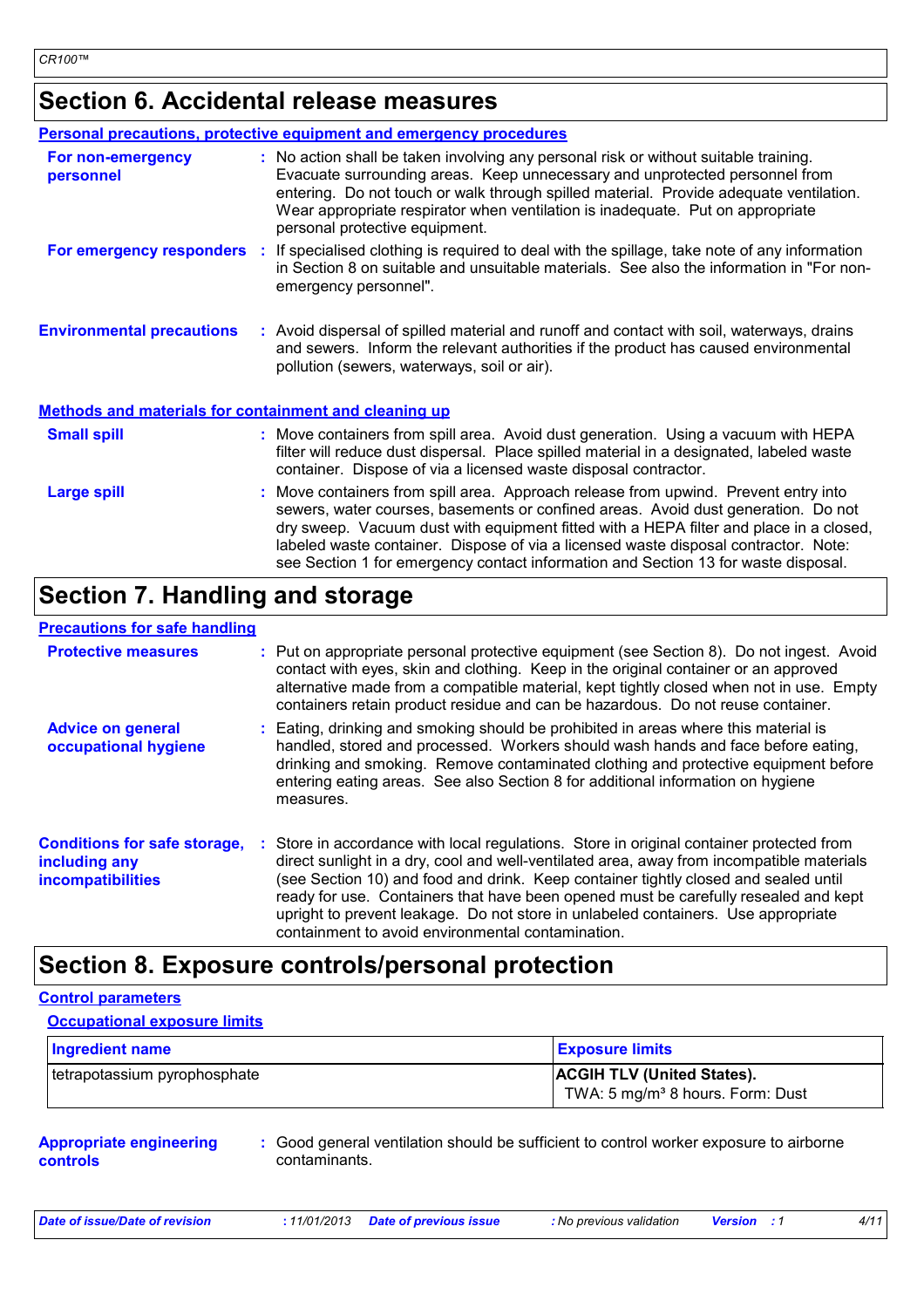## Section 6. Accidental release measures

### Personal precautions, protective equipment and emergency procedures

**For non-emergency personnel** : No action shall be taken involving any personal risk or without suitable training. Evacuate surrounding areas. Keep unnecessary and unprotected personnel from entering. Do not touch or walk through spilled material. Provide adequate ventilation. Wear appropriate respirator when ventilation is inadequate. Put on appropriate personal protective equipment.

**For emergency responders** : If specialised clothing is required to deal with the spillage, take note of any information in Section 8 on suitable and unsuitable materials. See also the information in "For non-emergency personnel".

**Environmental precautions** : Avoid dispersal of spilled material and runoff and contact with soil, waterways, drains and sewers. Inform the relevant authorities if the product has caused environmental pollution (sewers, waterways, soil or air).

### Methods and materials for containment and cleaning up

**Small spill** : Move containers from spill area. Avoid dust generation. Using a vacuum with HEPA filter will reduce dust dispersal. Place spilled material in a designated, labeled waste container. Dispose of via a licensed waste disposal contractor.

**Large spill** : Move containers from spill area. Approach release from upwind. Prevent entry into sewers, water courses, basements or confined areas. Avoid dust generation. Do not dry sweep. Vacuum dust with equipment fitted with a HEPA filter and place in a closed, labeled waste container. Dispose of via a licensed waste disposal contractor. Note: see Section 1 for emergency contact information and Section 13 for waste disposal.

## Section 7. Handling and storage

### Precautions for safe handling

**Protective measures** : Put on appropriate personal protective equipment (see Section 8). Do not ingest. Avoid contact with eyes, skin and clothing. Keep in the original container or an approved alternative made from a compatible material, kept tightly closed when not in use. Empty containers retain product residue and can be hazardous. Do not reuse container.

**Advice on general occupational hygiene** : Eating, drinking and smoking should be prohibited in areas where this material is handled, stored and processed. Workers should wash hands and face before eating, drinking and smoking. Remove contaminated clothing and protective equipment before entering eating areas. See also Section 8 for additional information on hygiene measures.

**Conditions for safe storage, including any incompatibilities** : Store in accordance with local regulations. Store in original container protected from direct sunlight in a dry, cool and well-ventilated area, away from incompatible materials (see Section 10) and food and drink. Keep container tightly closed and sealed until ready for use. Containers that have been opened must be carefully resealed and kept upright to prevent leakage. Do not store in unlabeled containers. Use appropriate containment to avoid environmental contamination.

## Section 8. Exposure controls/personal protection

### Control parameters

#### Occupational exposure limits

| Ingredient name | Exposure limits |
|---|---|
| tetrapotassium pyrophosphate | **ACGIH TLV (United States).** TWA: 5 mg/m³ 8 hours. Form: Dust |

**Appropriate engineering controls** : Good general ventilation should be sufficient to control worker exposure to airborne contaminants.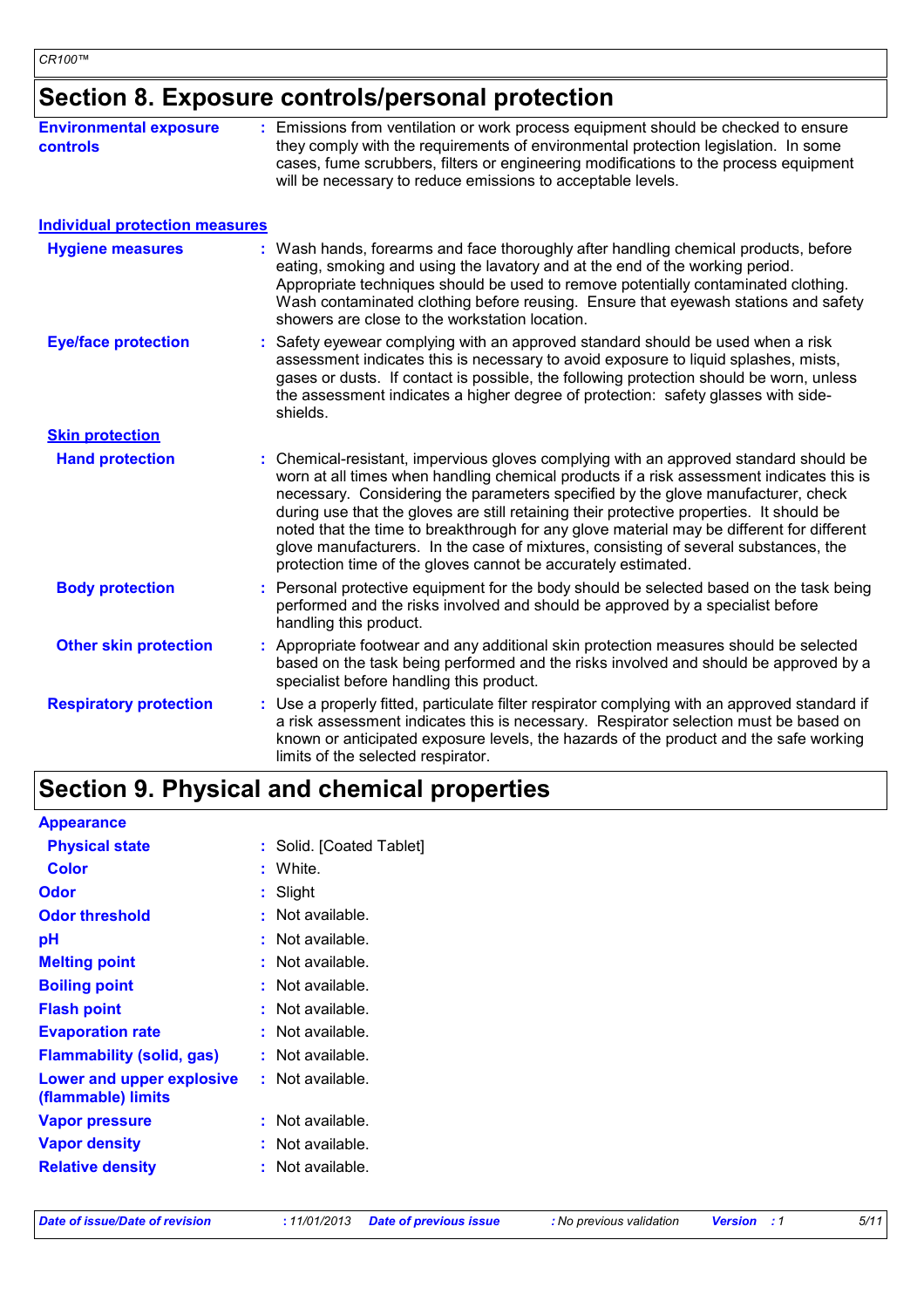# Section 8. Exposure controls/personal protection

**Environmental exposure controls** : Emissions from ventilation or work process equipment should be checked to ensure they comply with the requirements of environmental protection legislation. In some cases, fume scrubbers, filters or engineering modifications to the process equipment will be necessary to reduce emissions to acceptable levels.

## Individual protection measures

**Hygiene measures** : Wash hands, forearms and face thoroughly after handling chemical products, before eating, smoking and using the lavatory and at the end of the working period. Appropriate techniques should be used to remove potentially contaminated clothing. Wash contaminated clothing before reusing. Ensure that eyewash stations and safety showers are close to the workstation location.

**Eye/face protection** : Safety eyewear complying with an approved standard should be used when a risk assessment indicates this is necessary to avoid exposure to liquid splashes, mists, gases or dusts. If contact is possible, the following protection should be worn, unless the assessment indicates a higher degree of protection: safety glasses with side-shields.

### Skin protection

**Hand protection** : Chemical-resistant, impervious gloves complying with an approved standard should be worn at all times when handling chemical products if a risk assessment indicates this is necessary. Considering the parameters specified by the glove manufacturer, check during use that the gloves are still retaining their protective properties. It should be noted that the time to breakthrough for any glove material may be different for different glove manufacturers. In the case of mixtures, consisting of several substances, the protection time of the gloves cannot be accurately estimated.

**Body protection** : Personal protective equipment for the body should be selected based on the task being performed and the risks involved and should be approved by a specialist before handling this product.

**Other skin protection** : Appropriate footwear and any additional skin protection measures should be selected based on the task being performed and the risks involved and should be approved by a specialist before handling this product.

**Respiratory protection** : Use a properly fitted, particulate filter respirator complying with an approved standard if a risk assessment indicates this is necessary. Respirator selection must be based on known or anticipated exposure levels, the hazards of the product and the safe working limits of the selected respirator.

# Section 9. Physical and chemical properties

**Appearance**

**Physical state** : Solid. [Coated Tablet]

**Color** : White.

**Odor** : Slight

**Odor threshold** : Not available.

**pH** : Not available.

**Melting point** : Not available.

**Boiling point** : Not available.

**Flash point** : Not available.

**Evaporation rate** : Not available.

**Flammability (solid, gas)** : Not available.

**Lower and upper explosive (flammable) limits** : Not available.

**Vapor pressure** : Not available.

**Vapor density** : Not available.

**Relative density** : Not available.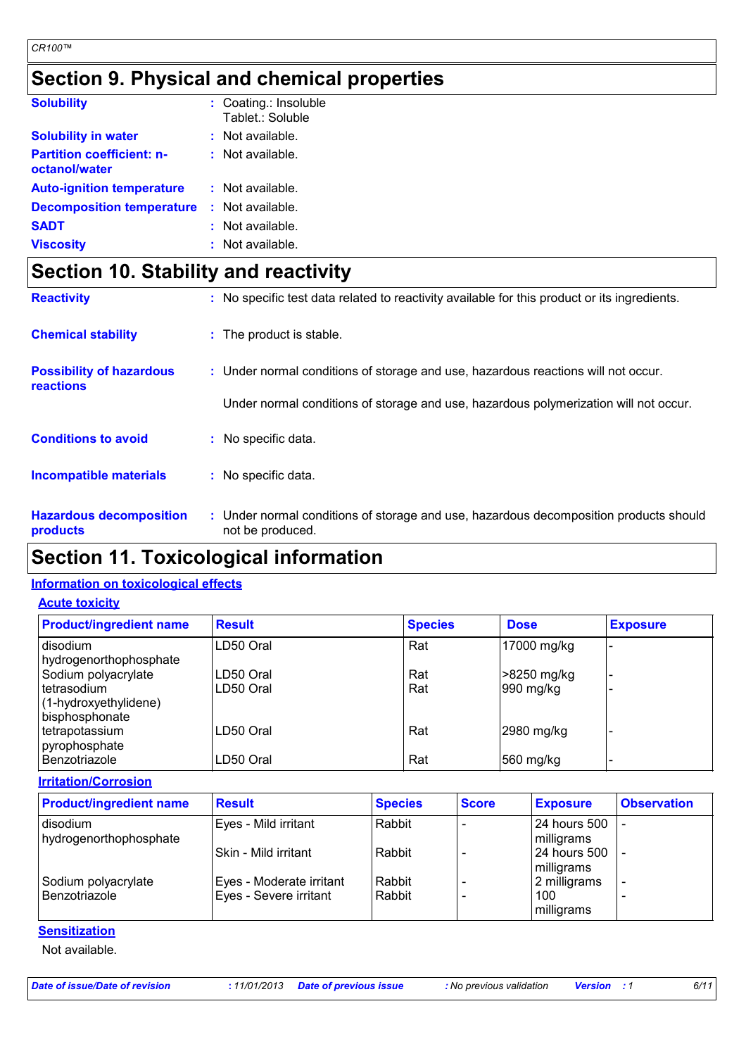## Section 9. Physical and chemical properties

| | |
|---|---|
| **Solubility** | : Coating.: Insoluble<br>Tablet.: Soluble |
| **Solubility in water** | : Not available. |
| **Partition coefficient: n-octanol/water** | : Not available. |
| **Auto-ignition temperature** | : Not available. |
| **Decomposition temperature** | : Not available. |
| **SADT** | : Not available. |
| **Viscosity** | : Not available. |

## Section 10. Stability and reactivity

| | |
|---|---|
| **Reactivity** | : No specific test data related to reactivity available for this product or its ingredients. |
| **Chemical stability** | : The product is stable. |
| **Possibility of hazardous reactions** | : Under normal conditions of storage and use, hazardous reactions will not occur.<br><br>Under normal conditions of storage and use, hazardous polymerization will not occur. |
| **Conditions to avoid** | : No specific data. |
| **Incompatible materials** | : No specific data. |
| **Hazardous decomposition products** | : Under normal conditions of storage and use, hazardous decomposition products should not be produced. |

## Section 11. Toxicological information

**Information on toxicological effects**

**Acute toxicity**

| Product/ingredient name | Result | Species | Dose | Exposure |
|---|---|---|---|---|
| disodium hydrogenorthophosphate | LD50 Oral | Rat | 17000 mg/kg | - |
| Sodium polyacrylate | LD50 Oral | Rat | >8250 mg/kg | - |
| tetrasodium (1-hydroxyethylidene) bisphosphonate | LD50 Oral | Rat | 990 mg/kg | - |
| tetrapotassium pyrophosphate | LD50 Oral | Rat | 2980 mg/kg | - |
| Benzotriazole | LD50 Oral | Rat | 560 mg/kg | - |

**Irritation/Corrosion**

| Product/ingredient name | Result | Species | Score | Exposure | Observation |
|---|---|---|---|---|---|
| disodium hydrogenorthophosphate | Eyes - Mild irritant | Rabbit | - | 24 hours 500 milligrams | - |
| | Skin - Mild irritant | Rabbit | - | 24 hours 500 milligrams | - |
| Sodium polyacrylate | Eyes - Moderate irritant | Rabbit | - | 2 milligrams | - |
| Benzotriazole | Eyes - Severe irritant | Rabbit | - | 100 milligrams | - |

**Sensitization**

Not available.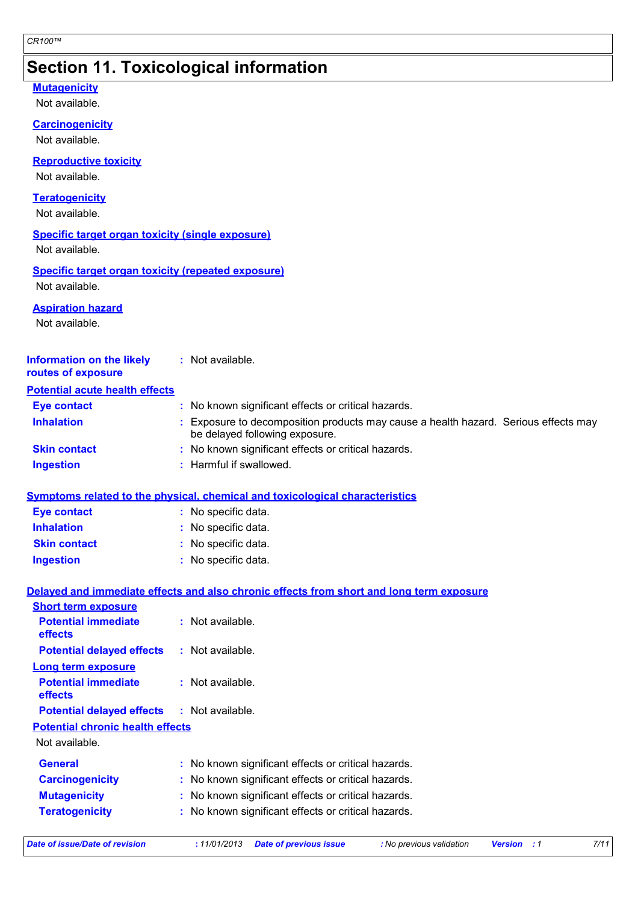## Section 11. Toxicological information

**Mutagenicity**

Not available.

**Carcinogenicity**

Not available.

**Reproductive toxicity**

Not available.

**Teratogenicity**

Not available.

**Specific target organ toxicity (single exposure)**

Not available.

**Specific target organ toxicity (repeated exposure)**

Not available.

**Aspiration hazard**

Not available.

**Information on the likely routes of exposure** : Not available.

**Potential acute health effects**

**Eye contact** : No known significant effects or critical hazards.

**Inhalation** : Exposure to decomposition products may cause a health hazard. Serious effects may be delayed following exposure.

**Skin contact** : No known significant effects or critical hazards.

**Ingestion** : Harmful if swallowed.

**Symptoms related to the physical, chemical and toxicological characteristics**

**Eye contact** : No specific data.

**Inhalation** : No specific data.

**Skin contact** : No specific data.

**Ingestion** : No specific data.

**Delayed and immediate effects and also chronic effects from short and long term exposure**

**Short term exposure**

**Potential immediate effects** : Not available.

**Potential delayed effects** : Not available.

**Long term exposure**

**Potential immediate effects** : Not available.

**Potential delayed effects** : Not available.

**Potential chronic health effects**

Not available.

**General** : No known significant effects or critical hazards.

**Carcinogenicity** : No known significant effects or critical hazards.

**Mutagenicity** : No known significant effects or critical hazards.

**Teratogenicity** : No known significant effects or critical hazards.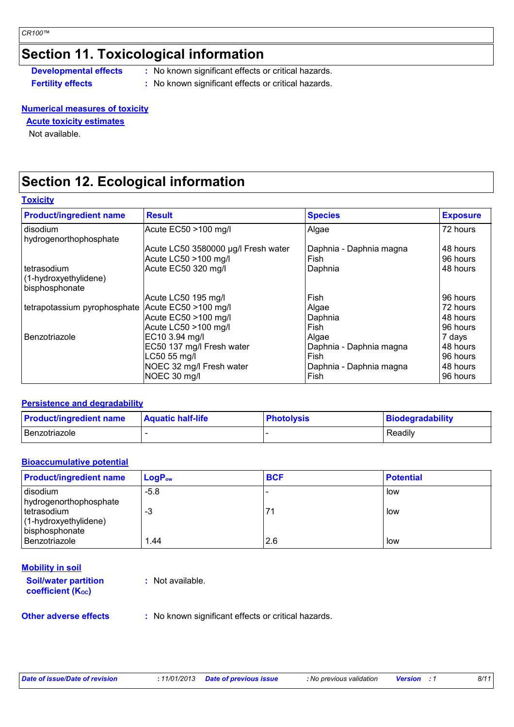## Section 11. Toxicological information

**Developmental effects** : No known significant effects or critical hazards.

**Fertility effects** : No known significant effects or critical hazards.

**Numerical measures of toxicity**

**Acute toxicity estimates**

Not available.

## Section 12. Ecological information

**Toxicity**

| Product/ingredient name | Result | Species | Exposure |
|---|---|---|---|
| disodium hydrogenorthophosphate | Acute EC50 >100 mg/l | Algae | 72 hours |
| | Acute LC50 3580000 µg/l Fresh water | Daphnia - Daphnia magna | 48 hours |
| | Acute LC50 >100 mg/l | Fish | 96 hours |
| tetrasodium (1-hydroxyethylidene) bisphosphonate | Acute EC50 320 mg/l | Daphnia | 48 hours |
| | Acute LC50 195 mg/l | Fish | 96 hours |
| tetrapotassium pyrophosphate | Acute EC50 >100 mg/l | Algae | 72 hours |
| | Acute EC50 >100 mg/l | Daphnia | 48 hours |
| | Acute LC50 >100 mg/l | Fish | 96 hours |
| Benzotriazole | EC10 3.94 mg/l | Algae | 7 days |
| | EC50 137 mg/l Fresh water | Daphnia - Daphnia magna | 48 hours |
| | LC50 55 mg/l | Fish | 96 hours |
| | NOEC 32 mg/l Fresh water | Daphnia - Daphnia magna | 48 hours |
| | NOEC 30 mg/l | Fish | 96 hours |

**Persistence and degradability**

| Product/ingredient name | Aquatic half-life | Photolysis | Biodegradability |
|---|---|---|---|
| Benzotriazole | - | - | Readily |

**Bioaccumulative potential**

| Product/ingredient name | $LogP_{ow}$ | BCF | Potential |
|---|---|---|---|
| disodium hydrogenorthophosphate | -5.8 | - | low |
| tetrasodium (1-hydroxyethylidene) bisphosphonate | -3 | 71 | low |
| Benzotriazole | 1.44 | 2.6 | low |

**Mobility in soil**

**Soil/water partition coefficient ($K_{OC}$)** : Not available.

**Other adverse effects** : No known significant effects or critical hazards.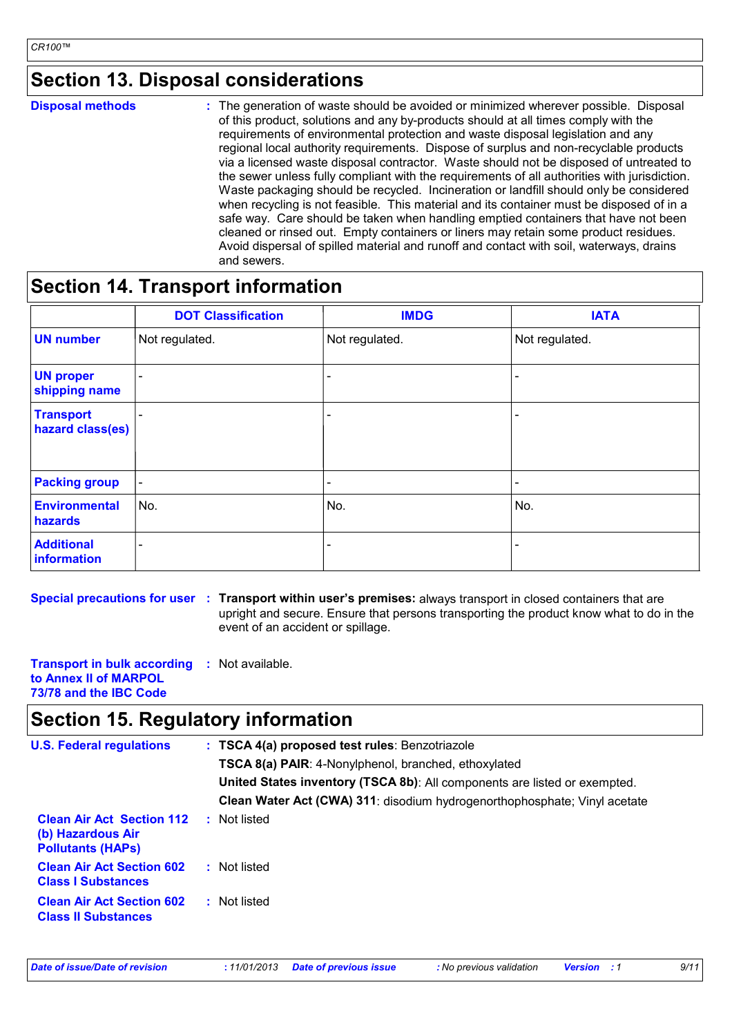## Section 13. Disposal considerations

**Disposal methods** : The generation of waste should be avoided or minimized wherever possible. Disposal of this product, solutions and any by-products should at all times comply with the requirements of environmental protection and waste disposal legislation and any regional local authority requirements. Dispose of surplus and non-recyclable products via a licensed waste disposal contractor. Waste should not be disposed of untreated to the sewer unless fully compliant with the requirements of all authorities with jurisdiction. Waste packaging should be recycled. Incineration or landfill should only be considered when recycling is not feasible. This material and its container must be disposed of in a safe way. Care should be taken when handling emptied containers that have not been cleaned or rinsed out. Empty containers or liners may retain some product residues. Avoid dispersal of spilled material and runoff and contact with soil, waterways, drains and sewers.

## Section 14. Transport information

| | DOT Classification | IMDG | IATA |
|---|---|---|---|
| **UN number** | Not regulated. | Not regulated. | Not regulated. |
| **UN proper shipping name** | - | - | - |
| **Transport hazard class(es)** | - | - | - |
| **Packing group** | - | - | - |
| **Environmental hazards** | No. | No. | No. |
| **Additional information** | - | - | - |

**Special precautions for user** : **Transport within user's premises:** always transport in closed containers that are upright and secure. Ensure that persons transporting the product know what to do in the event of an accident or spillage.

**Transport in bulk according to Annex II of MARPOL 73/78 and the IBC Code** : Not available.

## Section 15. Regulatory information

**U.S. Federal regulations** : **TSCA 4(a) proposed test rules**: Benzotriazole

**TSCA 8(a) PAIR**: 4-Nonylphenol, branched, ethoxylated

**United States inventory (TSCA 8b)**: All components are listed or exempted.

**Clean Water Act (CWA) 311**: disodium hydrogenorthophosphate; Vinyl acetate

**Clean Air Act Section 112 (b) Hazardous Air Pollutants (HAPs)** : Not listed

**Clean Air Act Section 602 Class I Substances** : Not listed

**Clean Air Act Section 602 Class II Substances** : Not listed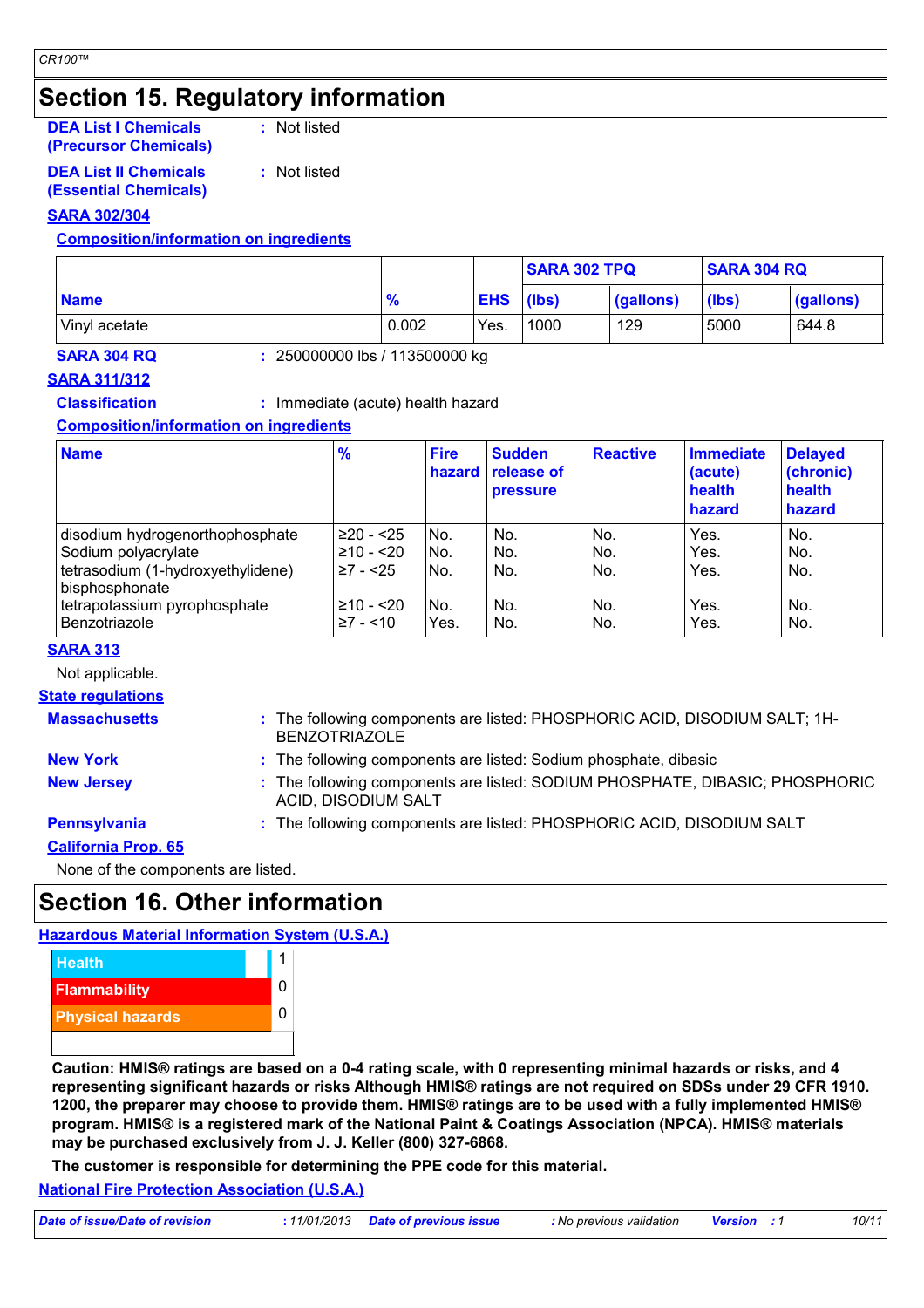## Section 15. Regulatory information

**DEA List I Chemicals (Precursor Chemicals)** : Not listed

**DEA List II Chemicals (Essential Chemicals)** : Not listed

**SARA 302/304**

**Composition/information on ingredients**

| Name | % | EHS | SARA 302 TPQ | | SARA 304 RQ | |
|---|---|---|---|---|---|---|
| | | | (lbs) | (gallons) | (lbs) | (gallons) |
| Vinyl acetate | 0.002 | Yes. | 1000 | 129 | 5000 | 644.8 |

**SARA 304 RQ** : 250000000 lbs / 113500000 kg

**SARA 311/312**

**Classification** : Immediate (acute) health hazard

**Composition/information on ingredients**

| Name | % | Fire hazard | Sudden release of pressure | Reactive | Immediate (acute) health hazard | Delayed (chronic) health hazard |
|---|---|---|---|---|---|---|
| disodium hydrogenorthophosphate | ≥20 - <25 | No. | No. | No. | Yes. | No. |
| Sodium polyacrylate | ≥10 - <20 | No. | No. | No. | Yes. | No. |
| tetrasodium (1-hydroxyethylidene) bisphosphonate | ≥7 - <25 | No. | No. | No. | Yes. | No. |
| tetrapotassium pyrophosphate | ≥10 - <20 | No. | No. | No. | Yes. | No. |
| Benzotriazole | ≥7 - <10 | Yes. | No. | No. | Yes. | No. |

**SARA 313**

Not applicable.

**State regulations**

**Massachusetts** : The following components are listed: PHOSPHORIC ACID, DISODIUM SALT; 1H-BENZOTRIAZOLE

**New York** : The following components are listed: Sodium phosphate, dibasic

**New Jersey** : The following components are listed: SODIUM PHOSPHATE, DIBASIC; PHOSPHORIC ACID, DISODIUM SALT

**Pennsylvania** : The following components are listed: PHOSPHORIC ACID, DISODIUM SALT

**California Prop. 65**

None of the components are listed.

## Section 16. Other information

**Hazardous Material Information System (U.S.A.)**

| Health | 1 |
|---|---|
| Flammability | 0 |
| Physical hazards | 0 |
| | |

**Caution: HMIS® ratings are based on a 0-4 rating scale, with 0 representing minimal hazards or risks, and 4 representing significant hazards or risks Although HMIS® ratings are not required on SDSs under 29 CFR 1910. 1200, the preparer may choose to provide them. HMIS® ratings are to be used with a fully implemented HMIS® program. HMIS® is a registered mark of the National Paint & Coatings Association (NPCA). HMIS® materials may be purchased exclusively from J. J. Keller (800) 327-6868.**

**The customer is responsible for determining the PPE code for this material.**

**National Fire Protection Association (U.S.A.)**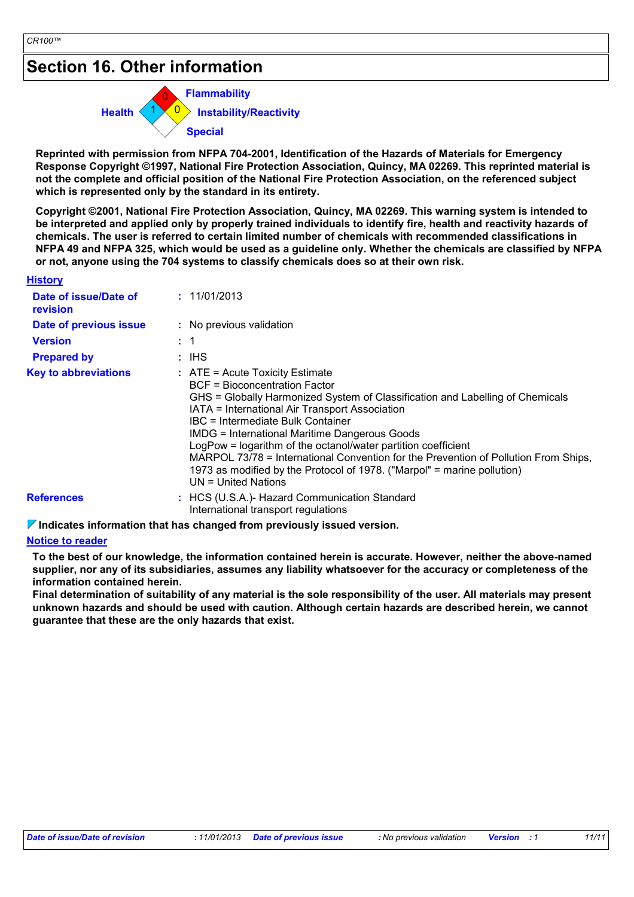# Section 16. Other information

Flammability
0
Health
1
0
Instability/Reactivity
Special

**Reprinted with permission from NFPA 704-2001, Identification of the Hazards of Materials for Emergency Response Copyright ©1997, National Fire Protection Association, Quincy, MA 02269. This reprinted material is not the complete and official position of the National Fire Protection Association, on the referenced subject which is represented only by the standard in its entirety.**

**Copyright ©2001, National Fire Protection Association, Quincy, MA 02269. This warning system is intended to be interpreted and applied only by properly trained individuals to identify fire, health and reactivity hazards of chemicals. The user is referred to certain limited number of chemicals with recommended classifications in NFPA 49 and NFPA 325, which would be used as a guideline only. Whether the chemicals are classified by NFPA or not, anyone using the 704 systems to classify chemicals does so at their own risk.**

## History

| | |
|---|---|
| **Date of issue/Date of revision** | : 11/01/2013 |
| **Date of previous issue** | : No previous validation |
| **Version** | : 1 |
| **Prepared by** | : IHS |
| **Key to abbreviations** | : ATE = Acute Toxicity Estimate<br>BCF = Bioconcentration Factor<br>GHS = Globally Harmonized System of Classification and Labelling of Chemicals<br>IATA = International Air Transport Association<br>IBC = Intermediate Bulk Container<br>IMDG = International Maritime Dangerous Goods<br>LogPow = logarithm of the octanol/water partition coefficient<br>MARPOL 73/78 = International Convention for the Prevention of Pollution From Ships, 1973 as modified by the Protocol of 1978. ("Marpol" = marine pollution)<br>UN = United Nations |
| **References** | : HCS (U.S.A.)- Hazard Communication Standard<br>International transport regulations |

**Indicates information that has changed from previously issued version.**

## Notice to reader

**To the best of our knowledge, the information contained herein is accurate. However, neither the above-named supplier, nor any of its subsidiaries, assumes any liability whatsoever for the accuracy or completeness of the information contained herein.**
**Final determination of suitability of any material is the sole responsibility of the user. All materials may present unknown hazards and should be used with caution. Although certain hazards are described herein, we cannot guarantee that these are the only hazards that exist.**